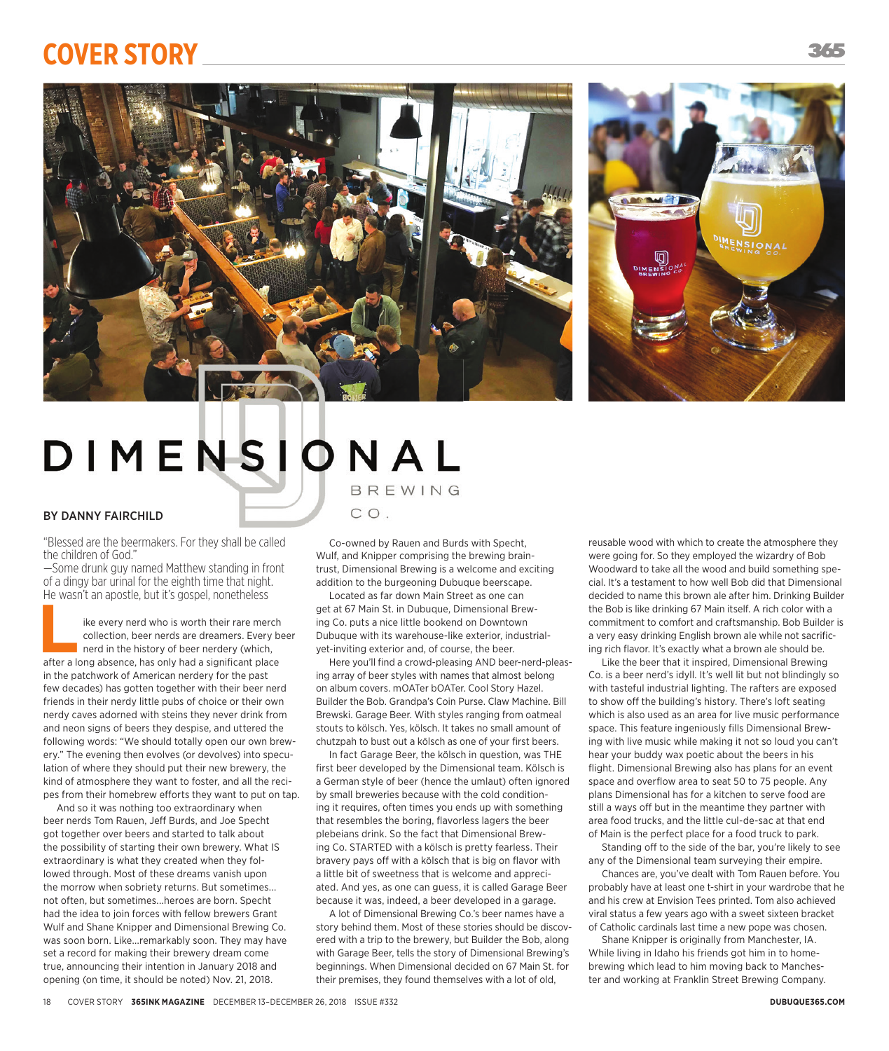# DIMENSIONAL BREWING CO.

**BY DANNY FAIRCHILD**

"Blessed are the beermakers. For they shall be called the children of God."
—Some drunk guy named Matthew standing in front of a dingy bar urinal for the eighth time that night. He wasn't an apostle, but it's gospel, nonetheless

Like every nerd who is worth their rare merch collection, beer nerds are dreamers. Every beer nerd in the history of beer nerdery (which, after a long absence, has only had a significant place in the patchwork of American nerdery for the past few decades) has gotten together with their beer nerd friends in their nerdy little pubs of choice or their own nerdy caves adorned with steins they never drink from and neon signs of beers they despise, and uttered the following words: "We should totally open our own brewery." The evening then evolves (or devolves) into speculation of where they should put their new brewery, the kind of atmosphere they want to foster, and all the recipes from their homebrew efforts they want to put on tap.

And so it was nothing too extraordinary when beer nerds Tom Rauen, Jeff Burds, and Joe Specht got together over beers and started to talk about the possibility of starting their own brewery. What IS extraordinary is what they created when they followed through. Most of these dreams vanish upon the morrow when sobriety returns. But sometimes… not often, but sometimes…heroes are born. Specht had the idea to join forces with fellow brewers Grant Wulf and Shane Knipper and Dimensional Brewing Co. was soon born. Like…remarkably soon. They may have set a record for making their brewery dream come true, announcing their intention in January 2018 and opening (on time, it should be noted) Nov. 21, 2018.

Co-owned by Rauen and Burds with Specht, Wulf, and Knipper comprising the brewing braintrust, Dimensional Brewing is a welcome and exciting addition to the burgeoning Dubuque beerscape.

Located as far down Main Street as one can get at 67 Main St. in Dubuque, Dimensional Brewing Co. puts a nice little bookend on Downtown Dubuque with its warehouse-like exterior, industrial-yet-inviting exterior and, of course, the beer.

Here you'll find a crowd-pleasing AND beer-nerd-pleasing array of beer styles with names that almost belong on album covers. mOATer bOATer. Cool Story Hazel. Builder the Bob. Grandpa's Coin Purse. Claw Machine. Bill Brewski. Garage Beer. With styles ranging from oatmeal stouts to kölsch. Yes, kölsch. It takes no small amount of chutzpah to bust out a kölsch as one of your first beers.

In fact Garage Beer, the kölsch in question, was THE first beer developed by the Dimensional team. Kölsch is a German style of beer (hence the umlaut) often ignored by small breweries because with the cold conditioning it requires, often times you ends up with something that resembles the boring, flavorless lagers the beer plebeians drink. So the fact that Dimensional Brewing Co. STARTED with a kölsch is pretty fearless. Their bravery pays off with a kölsch that is big on flavor with a little bit of sweetness that is welcome and appreciated. And yes, as one can guess, it is called Garage Beer because it was, indeed, a beer developed in a garage.

A lot of Dimensional Brewing Co.'s beer names have a story behind them. Most of these stories should be discovered with a trip to the brewery, but Builder the Bob, along with Garage Beer, tells the story of Dimensional Brewing's beginnings. When Dimensional decided on 67 Main St. for their premises, they found themselves with a lot of old, reusable wood with which to create the atmosphere they were going for. So they employed the wizardry of Bob Woodward to take all the wood and build something special. It's a testament to how well Bob did that Dimensional decided to name this brown ale after him. Drinking Builder the Bob is like drinking 67 Main itself. A rich color with a commitment to comfort and craftsmanship. Bob Builder is a very easy drinking English brown ale while not sacrificing rich flavor. It's exactly what a brown ale should be.

Like the beer that it inspired, Dimensional Brewing Co. is a beer nerd's idyll. It's well lit but not blindingly so with tasteful industrial lighting. The rafters are exposed to show off the building's history. There's loft seating which is also used as an area for live music performance space. This feature ingeniously fills Dimensional Brewing with live music while making it not so loud you can't hear your buddy wax poetic about the beers in his flight. Dimensional Brewing also has plans for an event space and overflow area to seat 50 to 75 people. Any plans Dimensional has for a kitchen to serve food are still a ways off but in the meantime they partner with area food trucks, and the little cul-de-sac at that end of Main is the perfect place for a food truck to park.

Standing off to the side of the bar, you're likely to see any of the Dimensional team surveying their empire.

Chances are, you've dealt with Tom Rauen before. You probably have at least one t-shirt in your wardrobe that he and his crew at Envision Tees printed. Tom also achieved viral status a few years ago with a sweet sixteen bracket of Catholic cardinals last time a new pope was chosen.

Shane Knipper is originally from Manchester, IA. While living in Idaho his friends got him in to homebrewing which lead to him moving back to Manchester and working at Franklin Street Brewing Company.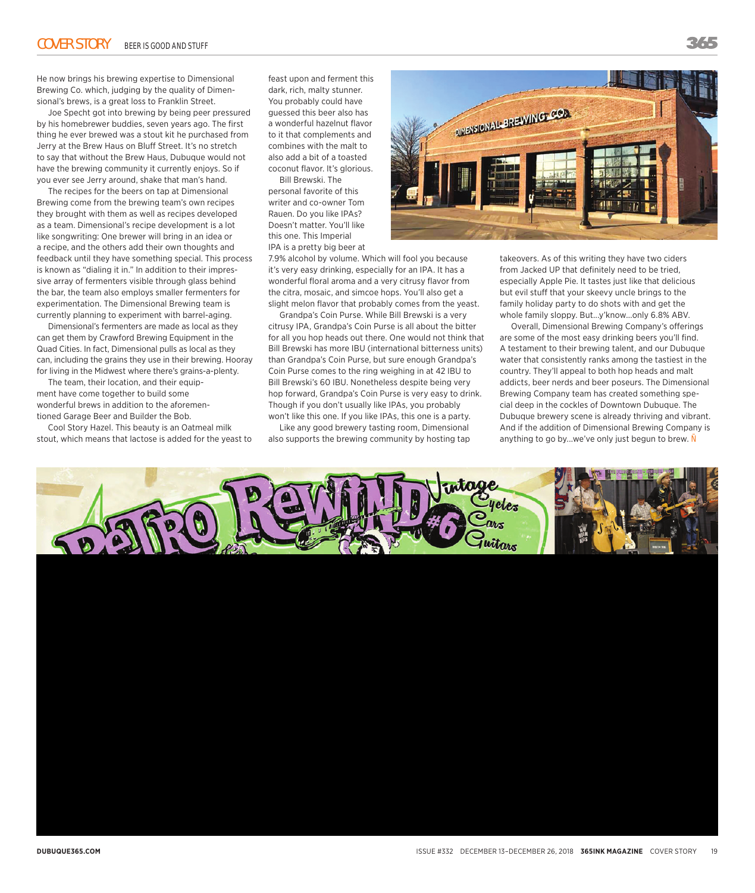He now brings his brewing expertise to Dimensional Brewing Co. which, judging by the quality of Dimensional's brews, is a great loss to Franklin Street.

Joe Specht got into brewing by being peer pressured by his homebrewer buddies, seven years ago. The first thing he ever brewed was a stout kit he purchased from Jerry at the Brew Haus on Bluff Street. It's no stretch to say that without the Brew Haus, Dubuque would not have the brewing community it currently enjoys. So if you ever see Jerry around, shake that man's hand.

The recipes for the beers on tap at Dimensional Brewing come from the brewing team's own recipes they brought with them as well as recipes developed as a team. Dimensional's recipe development is a lot like songwriting: One brewer will bring in an idea or a recipe, and the others add their own thoughts and feedback until they have something special. This process is known as "dialing it in." In addition to their impressive array of fermenters visible through glass behind the bar, the team also employs smaller fermenters for experimentation. The Dimensional Brewing team is currently planning to experiment with barrel-aging.

Dimensional's fermenters are made as local as they can get them by Crawford Brewing Equipment in the Quad Cities. In fact, Dimensional pulls as local as they can, including the grains they use in their brewing. Hooray for living in the Midwest where there's grains-a-plenty.

The team, their location, and their equipment have come together to build some wonderful brews in addition to the aforementioned Garage Beer and Builder the Bob.

Cool Story Hazel. This beauty is an Oatmeal milk stout, which means that lactose is added for the yeast to feast upon and ferment this dark, rich, malty stunner. You probably could have guessed this beer also has a wonderful hazelnut flavor to it that complements and combines with the malt to also add a bit of a toasted coconut flavor. It's glorious.

Bill Brewski. The personal favorite of this writer and co-owner Tom Rauen. Do you like IPAs? Doesn't matter. You'll like this one. This Imperial IPA is a pretty big beer at 7.9% alcohol by volume. Which will fool you because it's very easy drinking, especially for an IPA. It has a wonderful floral aroma and a very citrusy flavor from the citra, mosaic, and simcoe hops. You'll also get a slight melon flavor that probably comes from the yeast.

Grandpa's Coin Purse. While Bill Brewski is a very citrusy IPA, Grandpa's Coin Purse is all about the bitter for all you hop heads out there. One would not think that Bill Brewski has more IBU (international bitterness units) than Grandpa's Coin Purse, but sure enough Grandpa's Coin Purse comes to the ring weighing in at 42 IBU to Bill Brewski's 60 IBU. Nonetheless despite being very hop forward, Grandpa's Coin Purse is very easy to drink. Though if you don't usually like IPAs, you probably won't like this one. If you like IPAs, this one is a party.

Like any good brewery tasting room, Dimensional also supports the brewing community by hosting tap takeovers. As of this writing they have two ciders from Jacked UP that definitely need to be tried, especially Apple Pie. It tastes just like that delicious but evil stuff that your skeevy uncle brings to the family holiday party to do shots with and get the whole family sloppy. But…y'know…only 6.8% ABV.

Overall, Dimensional Brewing Company's offerings are some of the most easy drinking beers you'll find. A testament to their brewing talent, and our Dubuque water that consistently ranks among the tastiest in the country. They'll appeal to both hop heads and malt addicts, beer nerds and beer poseurs. The Dimensional Brewing Company team has created something special deep in the cockles of Downtown Dubuque. The Dubuque brewery scene is already thriving and vibrant. And if the addition of Dimensional Brewing Company is anything to go by…we've only just begun to brew.